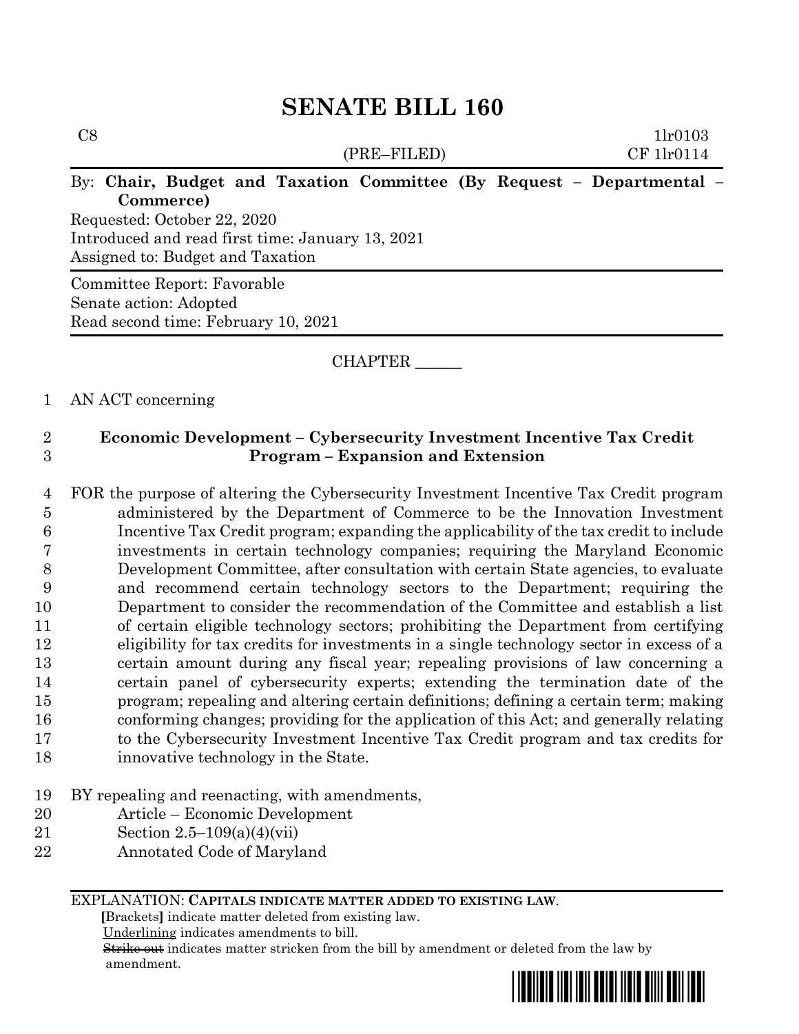# SENATE BILL 160

C8 1lr0103
(PRE–FILED) CF 1lr0114

By: **Chair, Budget and Taxation Committee (By Request – Departmental – Commerce)**

Requested: October 22, 2020
Introduced and read first time: January 13, 2021
Assigned to: Budget and Taxation

Committee Report: Favorable
Senate action: Adopted
Read second time: February 10, 2021

CHAPTER ______

AN ACT concerning

**Economic Development – Cybersecurity Investment Incentive Tax Credit Program – Expansion and Extension**

FOR the purpose of altering the Cybersecurity Investment Incentive Tax Credit program administered by the Department of Commerce to be the Innovation Investment Incentive Tax Credit program; expanding the applicability of the tax credit to include investments in certain technology companies; requiring the Maryland Economic Development Committee, after consultation with certain State agencies, to evaluate and recommend certain technology sectors to the Department; requiring the Department to consider the recommendation of the Committee and establish a list of certain eligible technology sectors; prohibiting the Department from certifying eligibility for tax credits for investments in a single technology sector in excess of a certain amount during any fiscal year; repealing provisions of law concerning a certain panel of cybersecurity experts; extending the termination date of the program; repealing and altering certain definitions; defining a certain term; making conforming changes; providing for the application of this Act; and generally relating to the Cybersecurity Investment Incentive Tax Credit program and tax credits for innovative technology in the State.

BY repealing and reenacting, with amendments,
Article – Economic Development
Section 2.5–109(a)(4)(vii)
Annotated Code of Maryland

EXPLANATION: **CAPITALS INDICATE MATTER ADDED TO EXISTING LAW.**
**[**Brackets**]** indicate matter deleted from existing law.
Underlining indicates amendments to bill.
~~Strike out~~ indicates matter stricken from the bill by amendment or deleted from the law by amendment.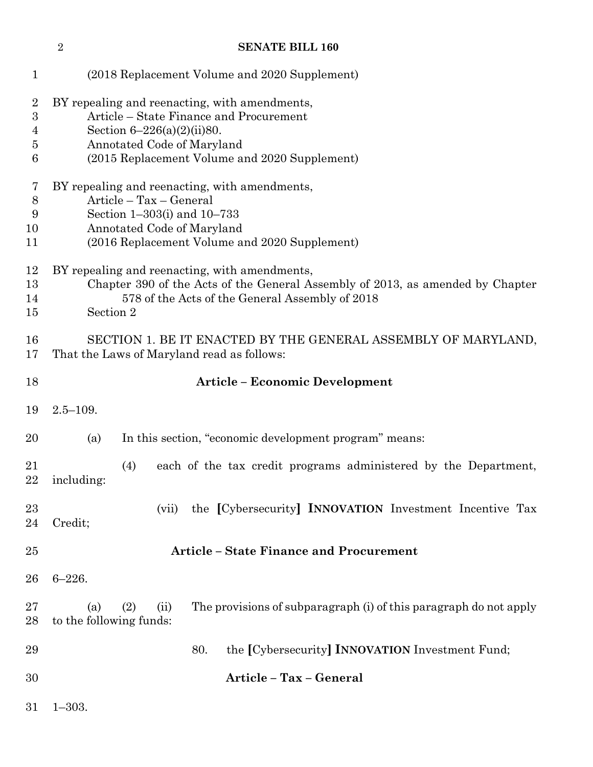(2018 Replacement Volume and 2020 Supplement)

BY repealing and reenacting, with amendments,
Article – State Finance and Procurement
Section 6–226(a)(2)(ii)80.
Annotated Code of Maryland
(2015 Replacement Volume and 2020 Supplement)

BY repealing and reenacting, with amendments,
Article – Tax – General
Section 1–303(i) and 10–733
Annotated Code of Maryland
(2016 Replacement Volume and 2020 Supplement)

BY repealing and reenacting, with amendments,
Chapter 390 of the Acts of the General Assembly of 2013, as amended by Chapter 578 of the Acts of the General Assembly of 2018
Section 2

SECTION 1. BE IT ENACTED BY THE GENERAL ASSEMBLY OF MARYLAND, That the Laws of Maryland read as follows:

**Article – Economic Development**

2.5–109.

(a) In this section, "economic development program" means:

(4) each of the tax credit programs administered by the Department, including:

(vii) the **[**Cybersecurity**]** **INNOVATION** Investment Incentive Tax Credit;

**Article – State Finance and Procurement**

6–226.

(a) (2) (ii) The provisions of subparagraph (i) of this paragraph do not apply to the following funds:

80. the **[**Cybersecurity**]** **INNOVATION** Investment Fund;

**Article – Tax – General**

1–303.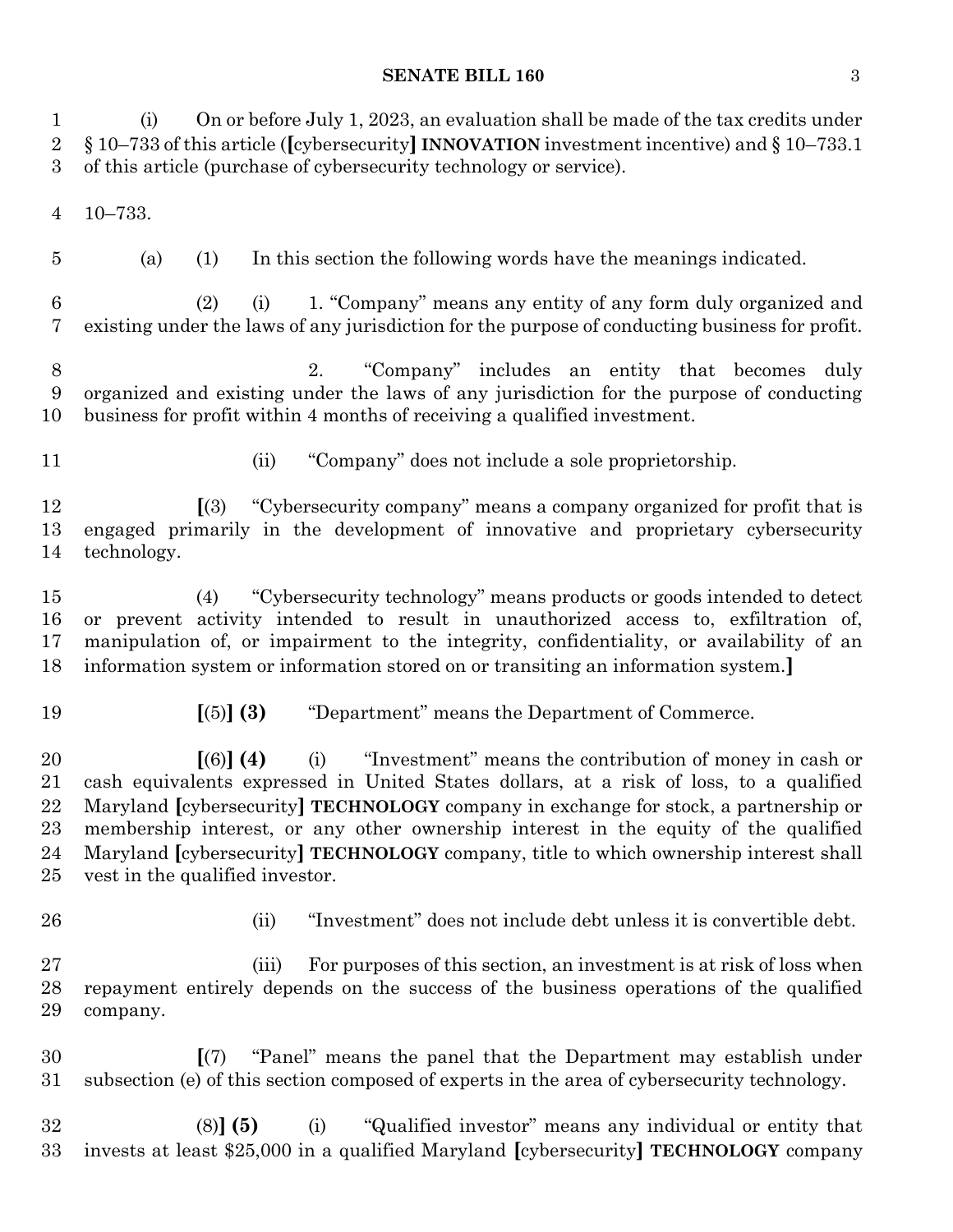(i) On or before July 1, 2023, an evaluation shall be made of the tax credits under § 10–733 of this article (**[**cybersecurity**]** **INNOVATION** investment incentive) and § 10–733.1 of this article (purchase of cybersecurity technology or service).

10–733.

(a) (1) In this section the following words have the meanings indicated.

(2) (i) 1. "Company" means any entity of any form duly organized and existing under the laws of any jurisdiction for the purpose of conducting business for profit.

2. "Company" includes an entity that becomes duly organized and existing under the laws of any jurisdiction for the purpose of conducting business for profit within 4 months of receiving a qualified investment.

(ii) "Company" does not include a sole proprietorship.

**[**(3) "Cybersecurity company" means a company organized for profit that is engaged primarily in the development of innovative and proprietary cybersecurity technology.

(4) "Cybersecurity technology" means products or goods intended to detect or prevent activity intended to result in unauthorized access to, exfiltration of, manipulation of, or impairment to the integrity, confidentiality, or availability of an information system or information stored on or transiting an information system.**]**

**[**(5)**]** **(3)** "Department" means the Department of Commerce.

**[**(6)**]** **(4)** (i) "Investment" means the contribution of money in cash or cash equivalents expressed in United States dollars, at a risk of loss, to a qualified Maryland **[**cybersecurity**]** **TECHNOLOGY** company in exchange for stock, a partnership or membership interest, or any other ownership interest in the equity of the qualified Maryland **[**cybersecurity**]** **TECHNOLOGY** company, title to which ownership interest shall vest in the qualified investor.

(ii) "Investment" does not include debt unless it is convertible debt.

(iii) For purposes of this section, an investment is at risk of loss when repayment entirely depends on the success of the business operations of the qualified company.

**[**(7) "Panel" means the panel that the Department may establish under subsection (e) of this section composed of experts in the area of cybersecurity technology.

(8)**]** **(5)** (i) "Qualified investor" means any individual or entity that invests at least $25,000 in a qualified Maryland **[**cybersecurity**]** **TECHNOLOGY** company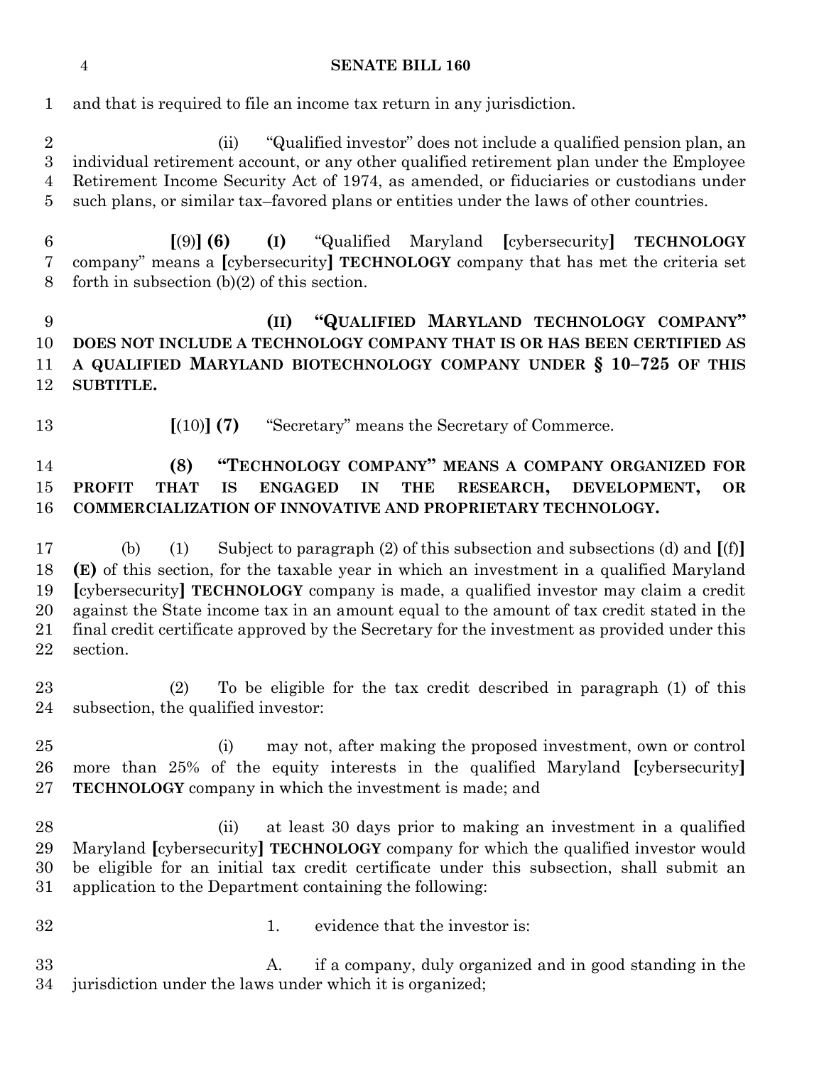and that is required to file an income tax return in any jurisdiction.

(ii) "Qualified investor" does not include a qualified pension plan, an individual retirement account, or any other qualified retirement plan under the Employee Retirement Income Security Act of 1974, as amended, or fiduciaries or custodians under such plans, or similar tax–favored plans or entities under the laws of other countries.

[(9)] **(6)** **(I)** "Qualified Maryland [cybersecurity] **TECHNOLOGY** company" means a [cybersecurity] **TECHNOLOGY** company that has met the criteria set forth in subsection (b)(2) of this section.

**(II) "QUALIFIED MARYLAND TECHNOLOGY COMPANY" DOES NOT INCLUDE A TECHNOLOGY COMPANY THAT IS OR HAS BEEN CERTIFIED AS A QUALIFIED MARYLAND BIOTECHNOLOGY COMPANY UNDER § 10–725 OF THIS SUBTITLE.**

[(10)] **(7)** "Secretary" means the Secretary of Commerce.

**(8) "TECHNOLOGY COMPANY" MEANS A COMPANY ORGANIZED FOR PROFIT THAT IS ENGAGED IN THE RESEARCH, DEVELOPMENT, OR COMMERCIALIZATION OF INNOVATIVE AND PROPRIETARY TECHNOLOGY.**

(b) (1) Subject to paragraph (2) of this subsection and subsections (d) and [(f)] **(E)** of this section, for the taxable year in which an investment in a qualified Maryland [cybersecurity] **TECHNOLOGY** company is made, a qualified investor may claim a credit against the State income tax in an amount equal to the amount of tax credit stated in the final credit certificate approved by the Secretary for the investment as provided under this section.

(2) To be eligible for the tax credit described in paragraph (1) of this subsection, the qualified investor:

(i) may not, after making the proposed investment, own or control more than 25% of the equity interests in the qualified Maryland [cybersecurity] **TECHNOLOGY** company in which the investment is made; and

(ii) at least 30 days prior to making an investment in a qualified Maryland [cybersecurity] **TECHNOLOGY** company for which the qualified investor would be eligible for an initial tax credit certificate under this subsection, shall submit an application to the Department containing the following:

1. evidence that the investor is:

A. if a company, duly organized and in good standing in the jurisdiction under the laws under which it is organized;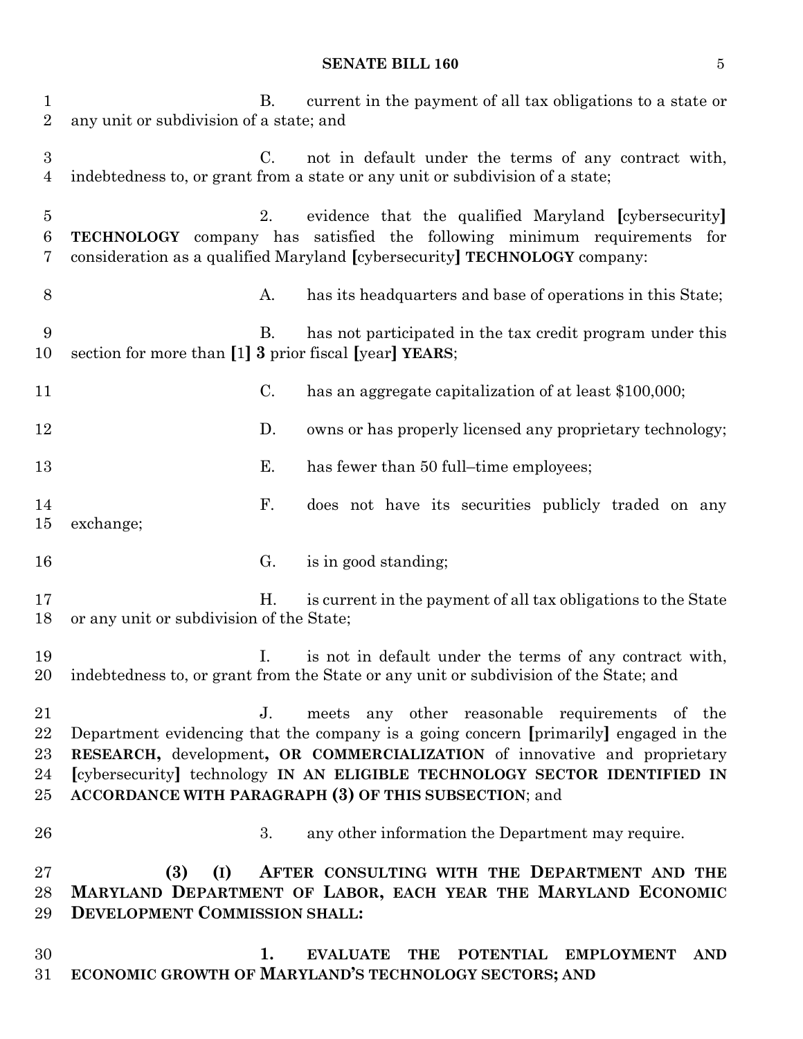B. current in the payment of all tax obligations to a state or any unit or subdivision of a state; and

C. not in default under the terms of any contract with, indebtedness to, or grant from a state or any unit or subdivision of a state;

2. evidence that the qualified Maryland [cybersecurity] **TECHNOLOGY** company has satisfied the following minimum requirements for consideration as a qualified Maryland [cybersecurity] **TECHNOLOGY** company:

A. has its headquarters and base of operations in this State;

B. has not participated in the tax credit program under this section for more than [1] **3** prior fiscal [year] **YEARS**;

C. has an aggregate capitalization of at least $100,000;

D. owns or has properly licensed any proprietary technology;

E. has fewer than 50 full–time employees;

F. does not have its securities publicly traded on any exchange;

G. is in good standing;

H. is current in the payment of all tax obligations to the State or any unit or subdivision of the State;

I. is not in default under the terms of any contract with, indebtedness to, or grant from the State or any unit or subdivision of the State; and

J. meets any other reasonable requirements of the Department evidencing that the company is a going concern [primarily] engaged in the **RESEARCH,** development**, OR COMMERCIALIZATION** of innovative and proprietary [cybersecurity] technology **IN AN ELIGIBLE TECHNOLOGY SECTOR IDENTIFIED IN ACCORDANCE WITH PARAGRAPH (3) OF THIS SUBSECTION**; and

3. any other information the Department may require.

**(3) (I) AFTER CONSULTING WITH THE DEPARTMENT AND THE MARYLAND DEPARTMENT OF LABOR, EACH YEAR THE MARYLAND ECONOMIC DEVELOPMENT COMMISSION SHALL:**

**1. EVALUATE THE POTENTIAL EMPLOYMENT AND ECONOMIC GROWTH OF MARYLAND'S TECHNOLOGY SECTORS; AND**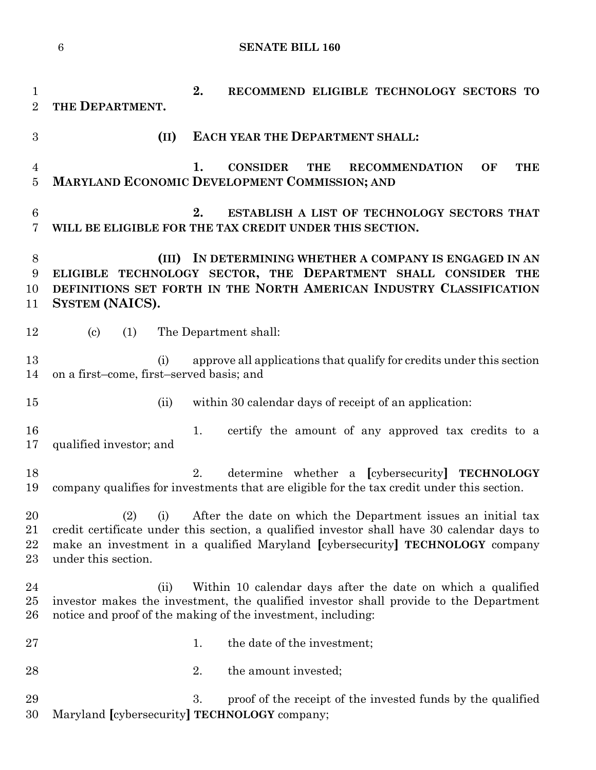2. **RECOMMEND ELIGIBLE TECHNOLOGY SECTORS TO THE DEPARTMENT.**

**(II) EACH YEAR THE DEPARTMENT SHALL:**

**1. CONSIDER THE RECOMMENDATION OF THE MARYLAND ECONOMIC DEVELOPMENT COMMISSION; AND**

**2. ESTABLISH A LIST OF TECHNOLOGY SECTORS THAT WILL BE ELIGIBLE FOR THE TAX CREDIT UNDER THIS SECTION.**

**(III) IN DETERMINING WHETHER A COMPANY IS ENGAGED IN AN ELIGIBLE TECHNOLOGY SECTOR, THE DEPARTMENT SHALL CONSIDER THE DEFINITIONS SET FORTH IN THE NORTH AMERICAN INDUSTRY CLASSIFICATION SYSTEM (NAICS).**

(c) (1) The Department shall:

(i) approve all applications that qualify for credits under this section on a first–come, first–served basis; and

(ii) within 30 calendar days of receipt of an application:

1. certify the amount of any approved tax credits to a qualified investor; and

2. determine whether a **[**cybersecurity**]** **TECHNOLOGY** company qualifies for investments that are eligible for the tax credit under this section.

(2) (i) After the date on which the Department issues an initial tax credit certificate under this section, a qualified investor shall have 30 calendar days to make an investment in a qualified Maryland **[**cybersecurity**]** **TECHNOLOGY** company under this section.

(ii) Within 10 calendar days after the date on which a qualified investor makes the investment, the qualified investor shall provide to the Department notice and proof of the making of the investment, including:

1. the date of the investment;

2. the amount invested;

3. proof of the receipt of the invested funds by the qualified Maryland **[**cybersecurity**]** **TECHNOLOGY** company;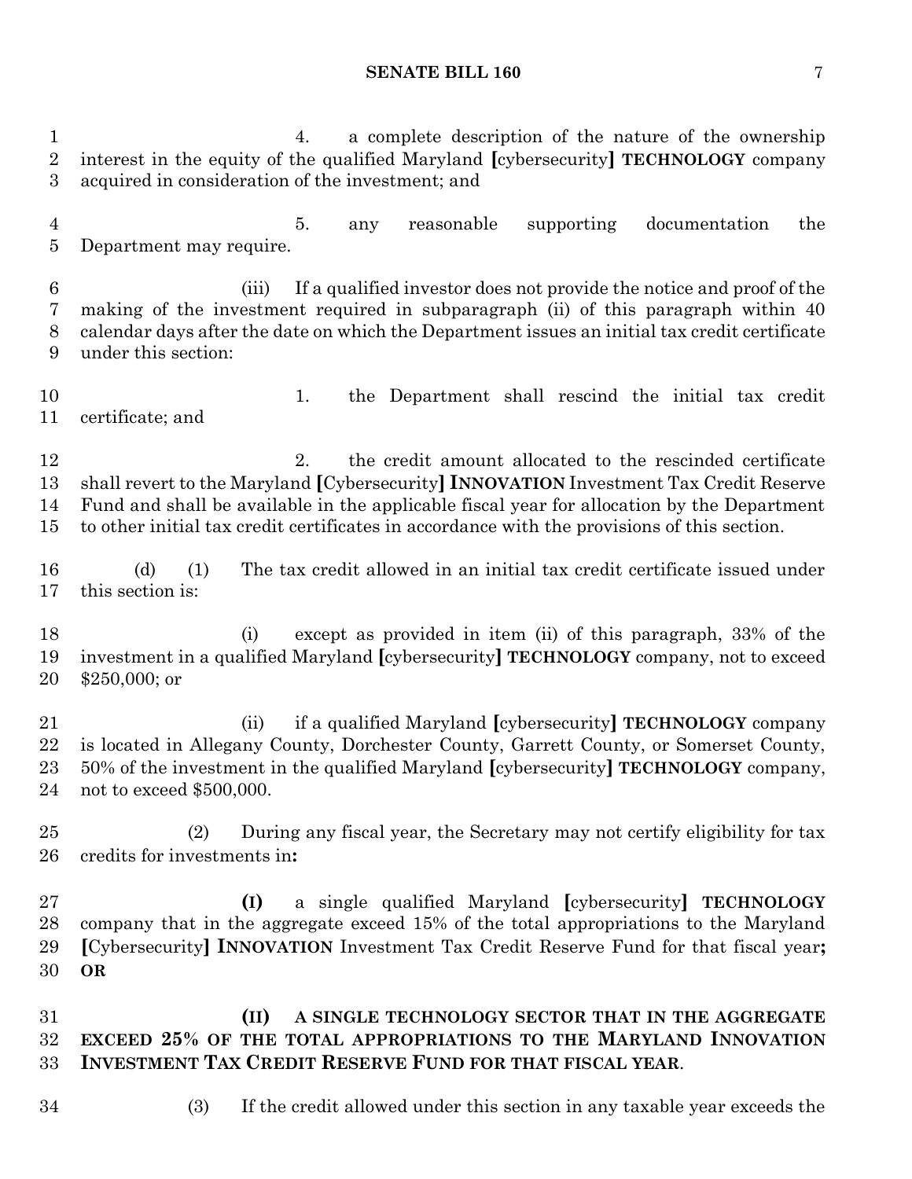4. a complete description of the nature of the ownership interest in the equity of the qualified Maryland [cybersecurity] **TECHNOLOGY** company acquired in consideration of the investment; and

5. any reasonable supporting documentation the Department may require.

(iii) If a qualified investor does not provide the notice and proof of the making of the investment required in subparagraph (ii) of this paragraph within 40 calendar days after the date on which the Department issues an initial tax credit certificate under this section:

1. the Department shall rescind the initial tax credit certificate; and

2. the credit amount allocated to the rescinded certificate shall revert to the Maryland [Cybersecurity] **INNOVATION** Investment Tax Credit Reserve Fund and shall be available in the applicable fiscal year for allocation by the Department to other initial tax credit certificates in accordance with the provisions of this section.

(d) (1) The tax credit allowed in an initial tax credit certificate issued under this section is:

(i) except as provided in item (ii) of this paragraph, 33% of the investment in a qualified Maryland [cybersecurity] **TECHNOLOGY** company, not to exceed $250,000; or

(ii) if a qualified Maryland [cybersecurity] **TECHNOLOGY** company is located in Allegany County, Dorchester County, Garrett County, or Somerset County, 50% of the investment in the qualified Maryland [cybersecurity] **TECHNOLOGY** company, not to exceed $500,000.

(2) During any fiscal year, the Secretary may not certify eligibility for tax credits for investments in**:**

**(I)** a single qualified Maryland [cybersecurity] **TECHNOLOGY** company that in the aggregate exceed 15% of the total appropriations to the Maryland [Cybersecurity] **INNOVATION** Investment Tax Credit Reserve Fund for that fiscal year**; OR**

**(II) A SINGLE TECHNOLOGY SECTOR THAT IN THE AGGREGATE EXCEED 25% OF THE TOTAL APPROPRIATIONS TO THE MARYLAND INNOVATION INVESTMENT TAX CREDIT RESERVE FUND FOR THAT FISCAL YEAR**.

(3) If the credit allowed under this section in any taxable year exceeds the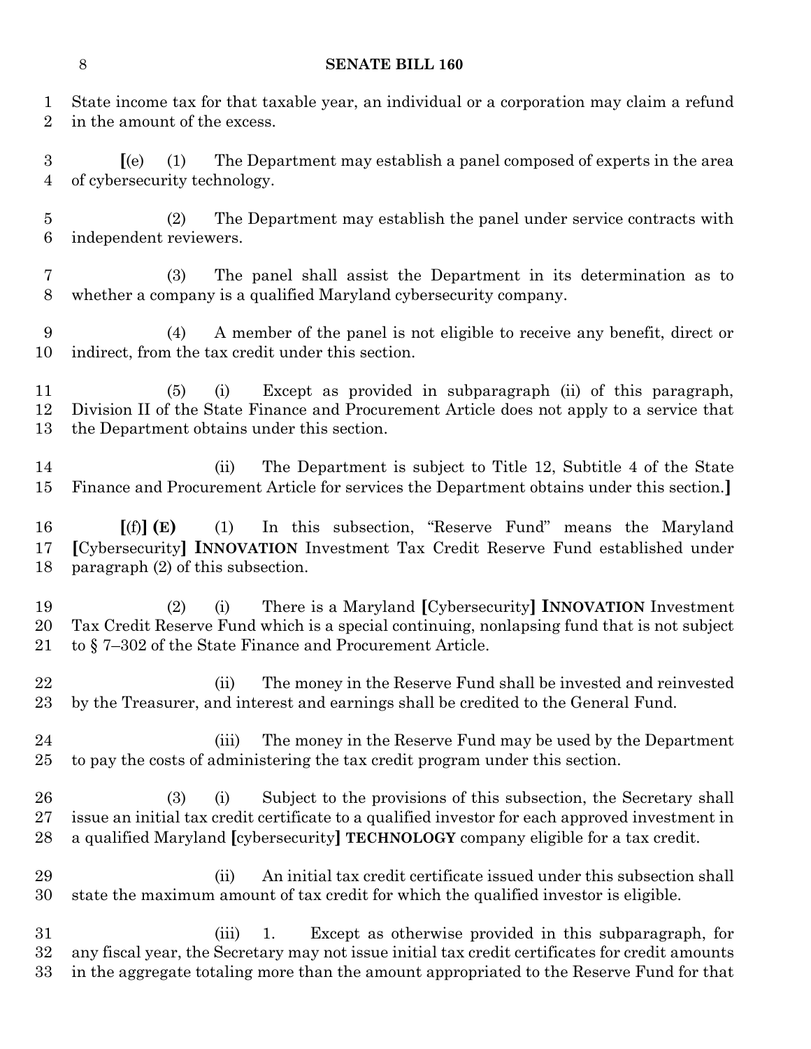State income tax for that taxable year, an individual or a corporation may claim a refund in the amount of the excess.

[(e) (1) The Department may establish a panel composed of experts in the area of cybersecurity technology.

(2) The Department may establish the panel under service contracts with independent reviewers.

(3) The panel shall assist the Department in its determination as to whether a company is a qualified Maryland cybersecurity company.

(4) A member of the panel is not eligible to receive any benefit, direct or indirect, from the tax credit under this section.

(5) (i) Except as provided in subparagraph (ii) of this paragraph, Division II of the State Finance and Procurement Article does not apply to a service that the Department obtains under this section.

(ii) The Department is subject to Title 12, Subtitle 4 of the State Finance and Procurement Article for services the Department obtains under this section.]

[(f)] **(E)** (1) In this subsection, "Reserve Fund" means the Maryland [Cybersecurity] **INNOVATION** Investment Tax Credit Reserve Fund established under paragraph (2) of this subsection.

(2) (i) There is a Maryland [Cybersecurity] **INNOVATION** Investment Tax Credit Reserve Fund which is a special continuing, nonlapsing fund that is not subject to § 7–302 of the State Finance and Procurement Article.

(ii) The money in the Reserve Fund shall be invested and reinvested by the Treasurer, and interest and earnings shall be credited to the General Fund.

(iii) The money in the Reserve Fund may be used by the Department to pay the costs of administering the tax credit program under this section.

(3) (i) Subject to the provisions of this subsection, the Secretary shall issue an initial tax credit certificate to a qualified investor for each approved investment in a qualified Maryland [cybersecurity] **TECHNOLOGY** company eligible for a tax credit.

(ii) An initial tax credit certificate issued under this subsection shall state the maximum amount of tax credit for which the qualified investor is eligible.

(iii) 1. Except as otherwise provided in this subparagraph, for any fiscal year, the Secretary may not issue initial tax credit certificates for credit amounts in the aggregate totaling more than the amount appropriated to the Reserve Fund for that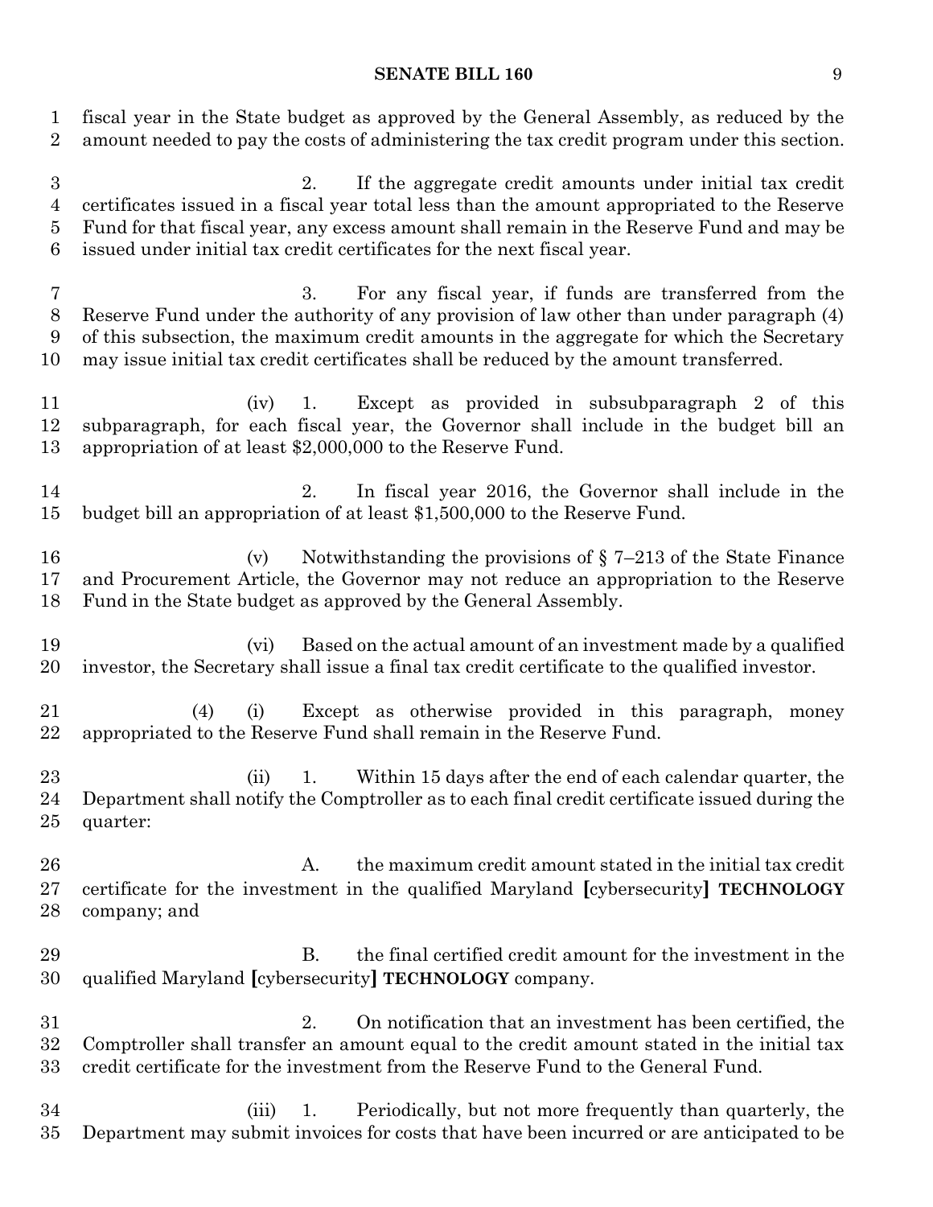fiscal year in the State budget as approved by the General Assembly, as reduced by the amount needed to pay the costs of administering the tax credit program under this section.

2. If the aggregate credit amounts under initial tax credit certificates issued in a fiscal year total less than the amount appropriated to the Reserve Fund for that fiscal year, any excess amount shall remain in the Reserve Fund and may be issued under initial tax credit certificates for the next fiscal year.

3. For any fiscal year, if funds are transferred from the Reserve Fund under the authority of any provision of law other than under paragraph (4) of this subsection, the maximum credit amounts in the aggregate for which the Secretary may issue initial tax credit certificates shall be reduced by the amount transferred.

(iv) 1. Except as provided in subsubparagraph 2 of this subparagraph, for each fiscal year, the Governor shall include in the budget bill an appropriation of at least $2,000,000 to the Reserve Fund.

2. In fiscal year 2016, the Governor shall include in the budget bill an appropriation of at least $1,500,000 to the Reserve Fund.

(v) Notwithstanding the provisions of § 7–213 of the State Finance and Procurement Article, the Governor may not reduce an appropriation to the Reserve Fund in the State budget as approved by the General Assembly.

(vi) Based on the actual amount of an investment made by a qualified investor, the Secretary shall issue a final tax credit certificate to the qualified investor.

(4) (i) Except as otherwise provided in this paragraph, money appropriated to the Reserve Fund shall remain in the Reserve Fund.

(ii) 1. Within 15 days after the end of each calendar quarter, the Department shall notify the Comptroller as to each final credit certificate issued during the quarter:

A. the maximum credit amount stated in the initial tax credit certificate for the investment in the qualified Maryland [cybersecurity] **TECHNOLOGY** company; and

B. the final certified credit amount for the investment in the qualified Maryland [cybersecurity] **TECHNOLOGY** company.

2. On notification that an investment has been certified, the Comptroller shall transfer an amount equal to the credit amount stated in the initial tax credit certificate for the investment from the Reserve Fund to the General Fund.

(iii) 1. Periodically, but not more frequently than quarterly, the Department may submit invoices for costs that have been incurred or are anticipated to be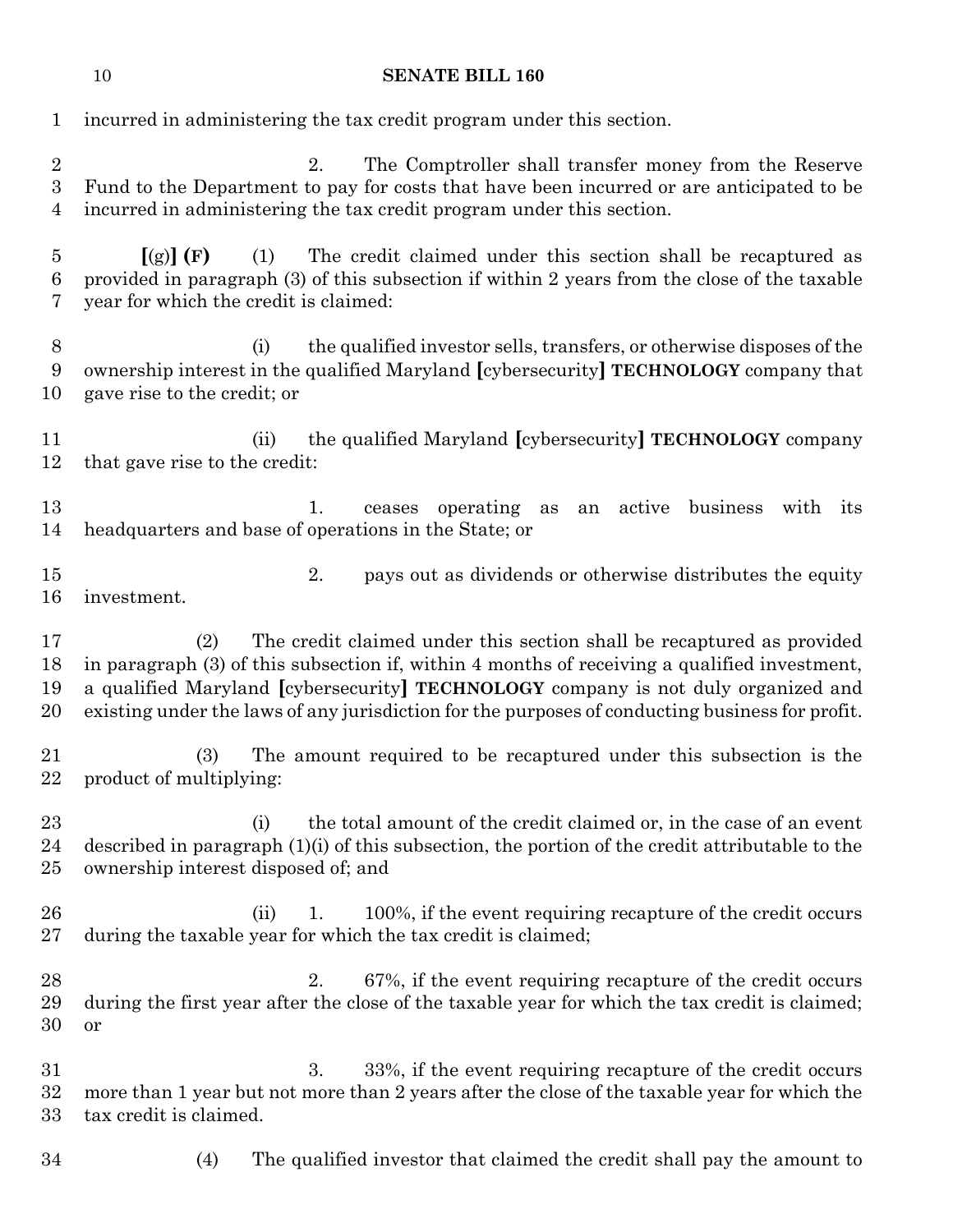incurred in administering the tax credit program under this section.

2. The Comptroller shall transfer money from the Reserve Fund to the Department to pay for costs that have been incurred or are anticipated to be incurred in administering the tax credit program under this section.

**[**(g)**] (F)** (1) The credit claimed under this section shall be recaptured as provided in paragraph (3) of this subsection if within 2 years from the close of the taxable year for which the credit is claimed:

(i) the qualified investor sells, transfers, or otherwise disposes of the ownership interest in the qualified Maryland **[**cybersecurity**] TECHNOLOGY** company that gave rise to the credit; or

(ii) the qualified Maryland **[**cybersecurity**] TECHNOLOGY** company that gave rise to the credit:

1. ceases operating as an active business with its headquarters and base of operations in the State; or

2. pays out as dividends or otherwise distributes the equity investment.

(2) The credit claimed under this section shall be recaptured as provided in paragraph (3) of this subsection if, within 4 months of receiving a qualified investment, a qualified Maryland **[**cybersecurity**] TECHNOLOGY** company is not duly organized and existing under the laws of any jurisdiction for the purposes of conducting business for profit.

(3) The amount required to be recaptured under this subsection is the product of multiplying:

(i) the total amount of the credit claimed or, in the case of an event described in paragraph (1)(i) of this subsection, the portion of the credit attributable to the ownership interest disposed of; and

(ii) 1. 100%, if the event requiring recapture of the credit occurs during the taxable year for which the tax credit is claimed;

2. 67%, if the event requiring recapture of the credit occurs during the first year after the close of the taxable year for which the tax credit is claimed; or

3. 33%, if the event requiring recapture of the credit occurs more than 1 year but not more than 2 years after the close of the taxable year for which the tax credit is claimed.

(4) The qualified investor that claimed the credit shall pay the amount to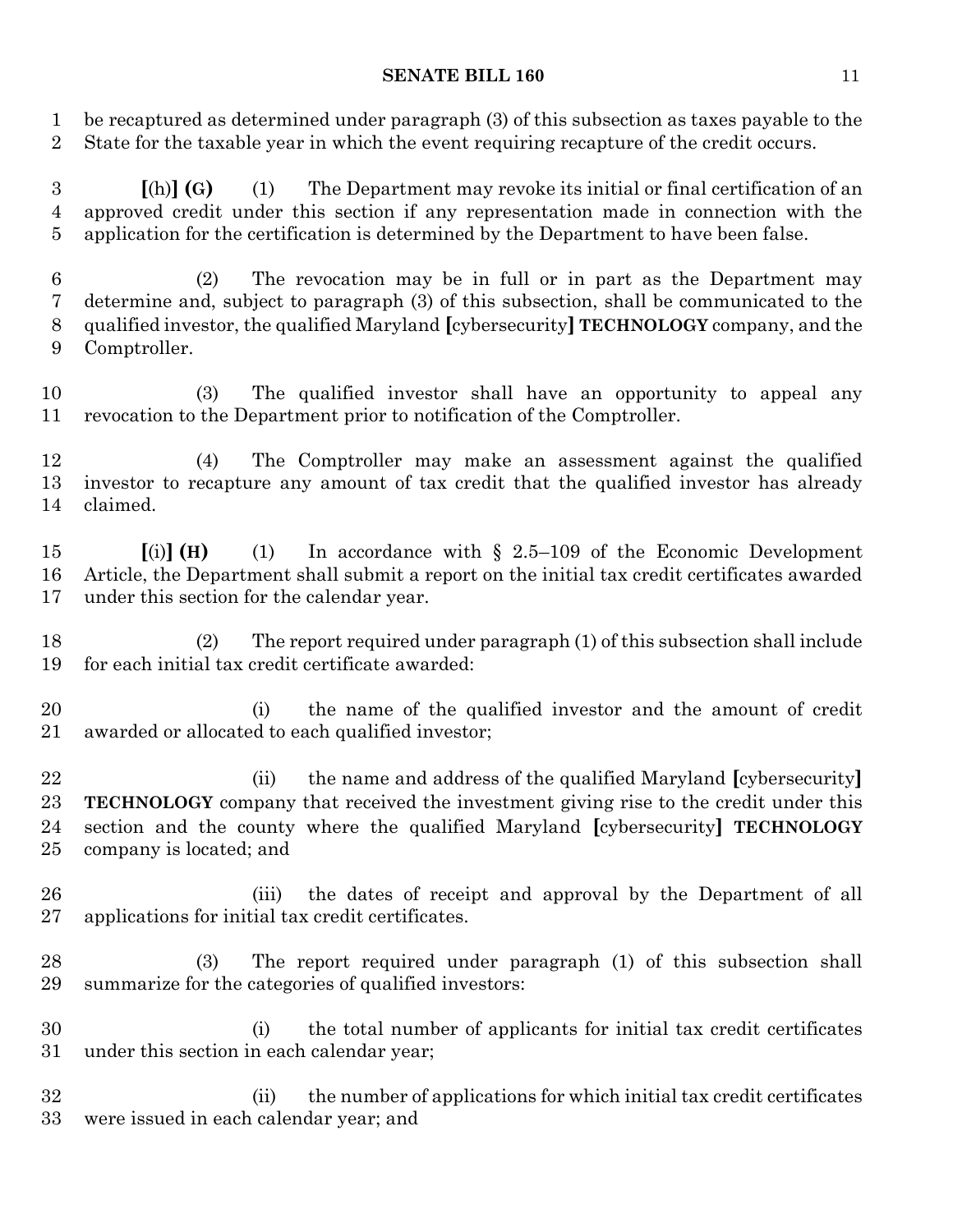be recaptured as determined under paragraph (3) of this subsection as taxes payable to the State for the taxable year in which the event requiring recapture of the credit occurs.

[(h)] **(G)** (1) The Department may revoke its initial or final certification of an approved credit under this section if any representation made in connection with the application for the certification is determined by the Department to have been false.

(2) The revocation may be in full or in part as the Department may determine and, subject to paragraph (3) of this subsection, shall be communicated to the qualified investor, the qualified Maryland [cybersecurity] **TECHNOLOGY** company, and the Comptroller.

(3) The qualified investor shall have an opportunity to appeal any revocation to the Department prior to notification of the Comptroller.

(4) The Comptroller may make an assessment against the qualified investor to recapture any amount of tax credit that the qualified investor has already claimed.

[(i)] **(H)** (1) In accordance with § 2.5–109 of the Economic Development Article, the Department shall submit a report on the initial tax credit certificates awarded under this section for the calendar year.

(2) The report required under paragraph (1) of this subsection shall include for each initial tax credit certificate awarded:

(i) the name of the qualified investor and the amount of credit awarded or allocated to each qualified investor;

(ii) the name and address of the qualified Maryland [cybersecurity] **TECHNOLOGY** company that received the investment giving rise to the credit under this section and the county where the qualified Maryland [cybersecurity] **TECHNOLOGY** company is located; and

(iii) the dates of receipt and approval by the Department of all applications for initial tax credit certificates.

(3) The report required under paragraph (1) of this subsection shall summarize for the categories of qualified investors:

(i) the total number of applicants for initial tax credit certificates under this section in each calendar year;

(ii) the number of applications for which initial tax credit certificates were issued in each calendar year; and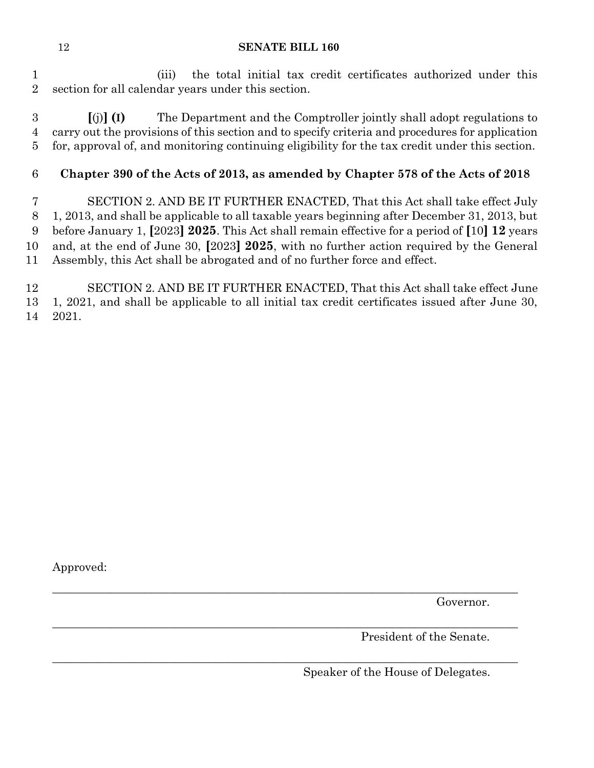(iii) the total initial tax credit certificates authorized under this section for all calendar years under this section.

**[**(j)**] (I)** The Department and the Comptroller jointly shall adopt regulations to carry out the provisions of this section and to specify criteria and procedures for application for, approval of, and monitoring continuing eligibility for the tax credit under this section.

**Chapter 390 of the Acts of 2013, as amended by Chapter 578 of the Acts of 2018**

SECTION 2. AND BE IT FURTHER ENACTED, That this Act shall take effect July 1, 2013, and shall be applicable to all taxable years beginning after December 31, 2013, but before January 1, **[**2023**] 2025**. This Act shall remain effective for a period of **[**10**] 12** years and, at the end of June 30, **[**2023**] 2025**, with no further action required by the General Assembly, this Act shall be abrogated and of no further force and effect.

SECTION 2. AND BE IT FURTHER ENACTED, That this Act shall take effect June 1, 2021, and shall be applicable to all initial tax credit certificates issued after June 30, 2021.

Approved:

________________________________________________________________________________
Governor.

________________________________________________________________________________
President of the Senate.

________________________________________________________________________________
Speaker of the House of Delegates.